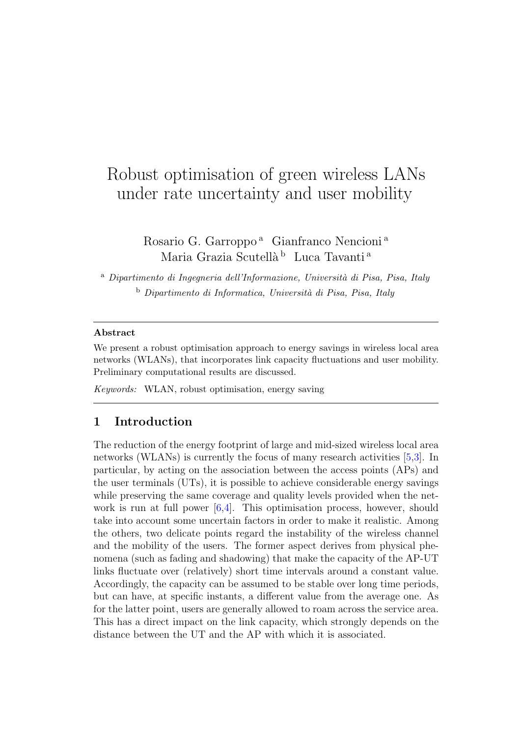# Robust optimisation of green wireless LANs under rate uncertainty and user mobility

Rosario G. Garroppo [a] Gianfranco Nencioni [a]
Maria Grazia Scutellà [b] Luca Tavanti [a]

[a] *Dipartimento di Ingegneria dell'Informazione, Università di Pisa, Pisa, Italy*

[b] *Dipartimento di Informatica, Università di Pisa, Pisa, Italy*

---

**Abstract**

We present a robust optimisation approach to energy savings in wireless local area networks (WLANs), that incorporates link capacity fluctuations and user mobility. Preliminary computational results are discussed.

*Keywords:* WLAN, robust optimisation, energy saving

---

## 1 Introduction

The reduction of the energy footprint of large and mid-sized wireless local area networks (WLANs) is currently the focus of many research activities [5,3]. In particular, by acting on the association between the access points (APs) and the user terminals (UTs), it is possible to achieve considerable energy savings while preserving the same coverage and quality levels provided when the network is run at full power [6,4]. This optimisation process, however, should take into account some uncertain factors in order to make it realistic. Among the others, two delicate points regard the instability of the wireless channel and the mobility of the users. The former aspect derives from physical phenomena (such as fading and shadowing) that make the capacity of the AP-UT links fluctuate over (relatively) short time intervals around a constant value. Accordingly, the capacity can be assumed to be stable over long time periods, but can have, at specific instants, a different value from the average one. As for the latter point, users are generally allowed to roam across the service area. This has a direct impact on the link capacity, which strongly depends on the distance between the UT and the AP with which it is associated.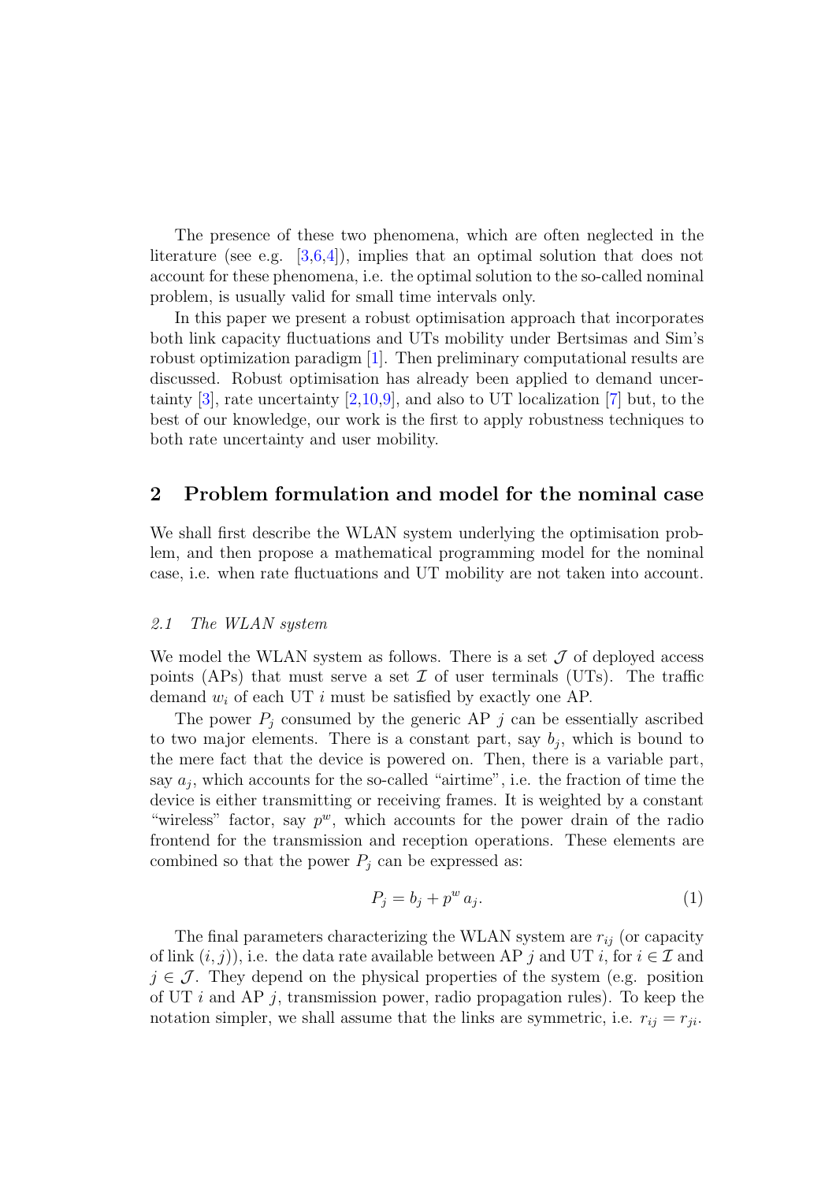The presence of these two phenomena, which are often neglected in the literature (see e.g. [3,6,4]), implies that an optimal solution that does not account for these phenomena, i.e. the optimal solution to the so-called nominal problem, is usually valid for small time intervals only.

In this paper we present a robust optimisation approach that incorporates both link capacity fluctuations and UTs mobility under Bertsimas and Sim's robust optimization paradigm [1]. Then preliminary computational results are discussed. Robust optimisation has already been applied to demand uncertainty [3], rate uncertainty [2,10,9], and also to UT localization [7] but, to the best of our knowledge, our work is the first to apply robustness techniques to both rate uncertainty and user mobility.

## 2 Problem formulation and model for the nominal case

We shall first describe the WLAN system underlying the optimisation problem, and then propose a mathematical programming model for the nominal case, i.e. when rate fluctuations and UT mobility are not taken into account.

### *2.1 The WLAN system*

We model the WLAN system as follows. There is a set $\mathcal{J}$ of deployed access points (APs) that must serve a set $\mathcal{I}$ of user terminals (UTs). The traffic demand $w_i$ of each UT $i$ must be satisfied by exactly one AP.

The power $P_j$ consumed by the generic AP $j$ can be essentially ascribed to two major elements. There is a constant part, say $b_j$, which is bound to the mere fact that the device is powered on. Then, there is a variable part, say $a_j$, which accounts for the so-called "airtime", i.e. the fraction of time the device is either transmitting or receiving frames. It is weighted by a constant "wireless" factor, say $p^w$, which accounts for the power drain of the radio frontend for the transmission and reception operations. These elements are combined so that the power $P_j$ can be expressed as:

$$P_j = b_j + p^w \, a_j. \tag{1}$$

The final parameters characterizing the WLAN system are $r_{ij}$ (or capacity of link $(i, j)$), i.e. the data rate available between AP $j$ and UT $i$, for $i \in \mathcal{I}$ and $j \in \mathcal{J}$. They depend on the physical properties of the system (e.g. position of UT $i$ and AP $j$, transmission power, radio propagation rules). To keep the notation simpler, we shall assume that the links are symmetric, i.e. $r_{ij} = r_{ji}$.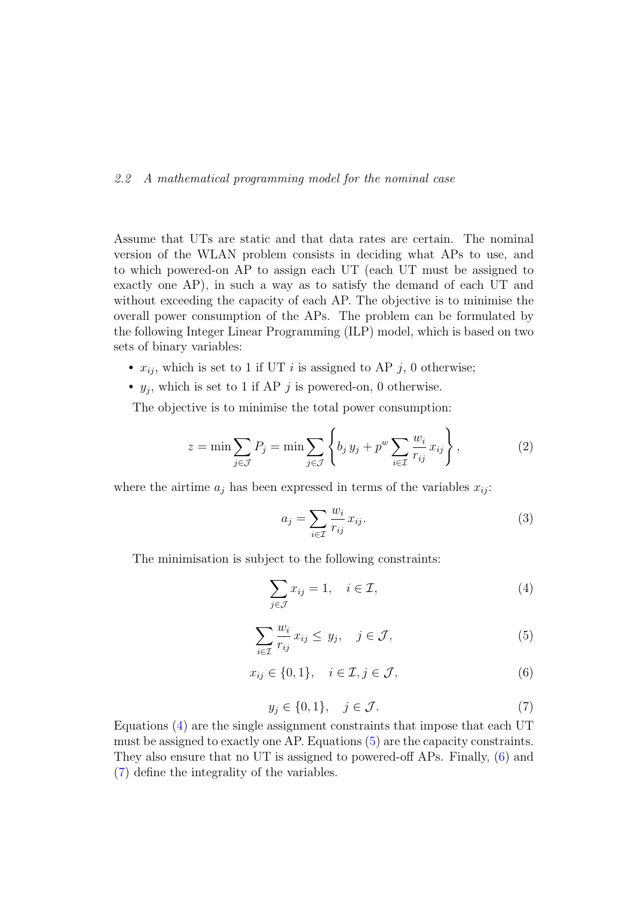## 2.2 A mathematical programming model for the nominal case

Assume that UTs are static and that data rates are certain. The nominal version of the WLAN problem consists in deciding what APs to use, and to which powered-on AP to assign each UT (each UT must be assigned to exactly one AP), in such a way as to satisfy the demand of each UT and without exceeding the capacity of each AP. The objective is to minimise the overall power consumption of the APs. The problem can be formulated by the following Integer Linear Programming (ILP) model, which is based on two sets of binary variables:

- $x_{ij}$, which is set to 1 if UT $i$ is assigned to AP $j$, 0 otherwise;
- $y_j$, which is set to 1 if AP $j$ is powered-on, 0 otherwise.

The objective is to minimise the total power consumption:

$$z = \min \sum_{j \in \mathcal{J}} P_j = \min \sum_{j \in \mathcal{J}} \left\{ b_j \, y_j + p^w \sum_{i \in \mathcal{I}} \frac{w_i}{r_{ij}} \, x_{ij} \right\}, \tag{2}$$

where the airtime $a_j$ has been expressed in terms of the variables $x_{ij}$:

$$a_j = \sum_{i \in \mathcal{I}} \frac{w_i}{r_{ij}} \, x_{ij}. \tag{3}$$

The minimisation is subject to the following constraints:

$$\sum_{j \in \mathcal{J}} x_{ij} = 1, \quad i \in \mathcal{I}, \tag{4}$$

$$\sum_{i \in \mathcal{I}} \frac{w_i}{r_{ij}} \, x_{ij} \leq \, y_j, \quad j \in \mathcal{J}, \tag{5}$$

$$x_{ij} \in \{0, 1\}, \quad i \in \mathcal{I}, j \in \mathcal{J}, \tag{6}$$

$$y_j \in \{0, 1\}, \quad j \in \mathcal{J}. \tag{7}$$

Equations (4) are the single assignment constraints that impose that each UT must be assigned to exactly one AP. Equations (5) are the capacity constraints. They also ensure that no UT is assigned to powered-off APs. Finally, (6) and (7) define the integrality of the variables.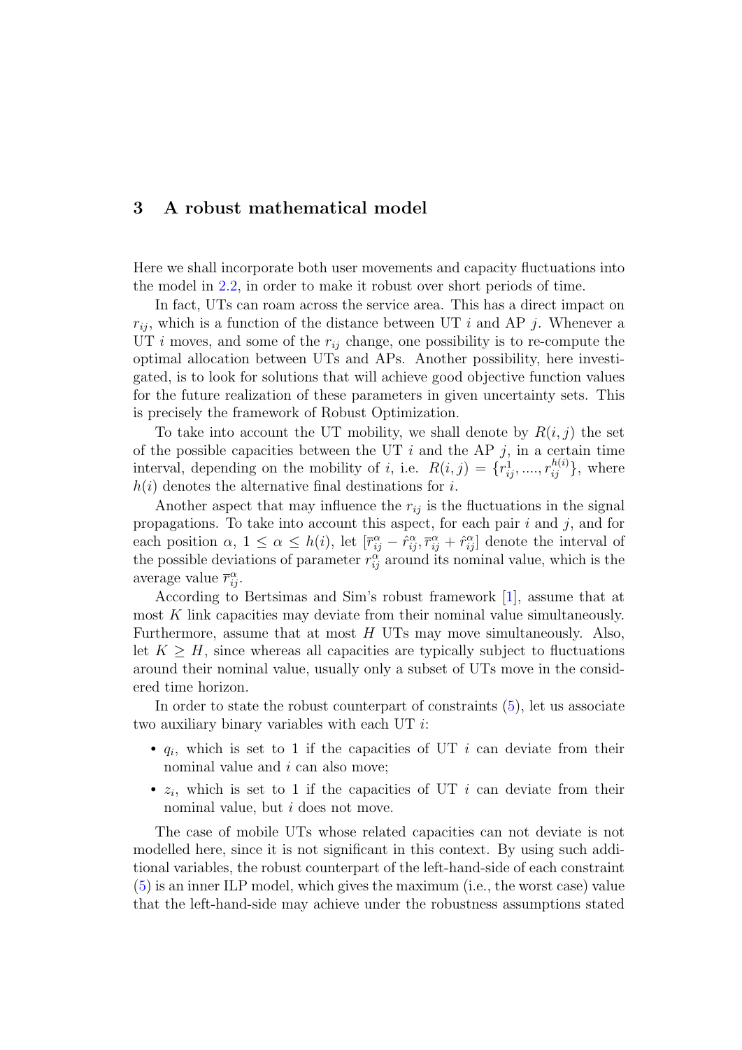## 3 A robust mathematical model

Here we shall incorporate both user movements and capacity fluctuations into the model in 2.2, in order to make it robust over short periods of time.

In fact, UTs can roam across the service area. This has a direct impact on $r_{ij}$, which is a function of the distance between UT $i$ and AP $j$. Whenever a UT $i$ moves, and some of the $r_{ij}$ change, one possibility is to re-compute the optimal allocation between UTs and APs. Another possibility, here investigated, is to look for solutions that will achieve good objective function values for the future realization of these parameters in given uncertainty sets. This is precisely the framework of Robust Optimization.

To take into account the UT mobility, we shall denote by $R(i,j)$ the set of the possible capacities between the UT $i$ and the AP $j$, in a certain time interval, depending on the mobility of $i$, i.e. $R(i,j) = \{r^1_{ij}, ...., r^{h(i)}_{ij}\}$, where $h(i)$ denotes the alternative final destinations for $i$.

Another aspect that may influence the $r_{ij}$ is the fluctuations in the signal propagations. To take into account this aspect, for each pair $i$ and $j$, and for each position $\alpha$, $1 \leq \alpha \leq h(i)$, let $[\overline{r}^{\alpha}_{ij} - \hat{r}^{\alpha}_{ij}, \overline{r}^{\alpha}_{ij} + \hat{r}^{\alpha}_{ij}]$ denote the interval of the possible deviations of parameter $r^{\alpha}_{ij}$ around its nominal value, which is the average value $\overline{r}^{\alpha}_{ij}$.

According to Bertsimas and Sim's robust framework [1], assume that at most $K$ link capacities may deviate from their nominal value simultaneously. Furthermore, assume that at most $H$ UTs may move simultaneously. Also, let $K \geq H$, since whereas all capacities are typically subject to fluctuations around their nominal value, usually only a subset of UTs move in the considered time horizon.

In order to state the robust counterpart of constraints (5), let us associate two auxiliary binary variables with each UT $i$:

- $q_i$, which is set to 1 if the capacities of UT $i$ can deviate from their nominal value and $i$ can also move;
- $z_i$, which is set to 1 if the capacities of UT $i$ can deviate from their nominal value, but $i$ does not move.

The case of mobile UTs whose related capacities can not deviate is not modelled here, since it is not significant in this context. By using such additional variables, the robust counterpart of the left-hand-side of each constraint (5) is an inner ILP model, which gives the maximum (i.e., the worst case) value that the left-hand-side may achieve under the robustness assumptions stated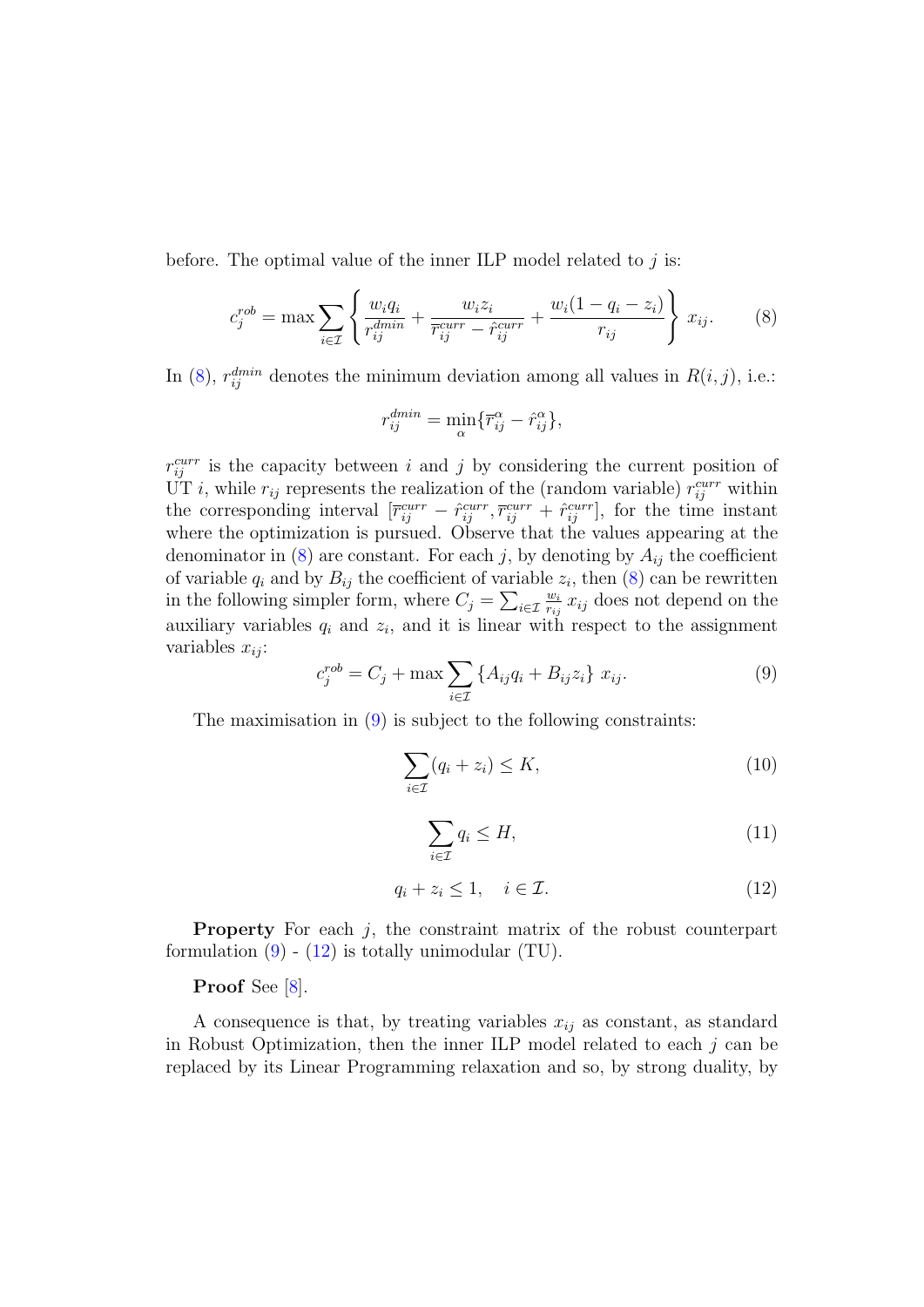before. The optimal value of the inner ILP model related to $j$ is:

$$c_j^{rob} = \max \sum_{i \in \mathcal{I}} \left\{ \frac{w_i q_i}{r_{ij}^{dmin}} + \frac{w_i z_i}{\overline{r}_{ij}^{curr} - \hat{r}_{ij}^{curr}} + \frac{w_i(1 - q_i - z_i)}{r_{ij}} \right\} x_{ij}. \tag{8}$$

In (8), $r_{ij}^{dmin}$ denotes the minimum deviation among all values in $R(i,j)$, i.e.:

$$r_{ij}^{dmin} = \min_{\alpha} \{ \overline{r}_{ij}^{\alpha} - \hat{r}_{ij}^{\alpha} \},$$

$r_{ij}^{curr}$ is the capacity between $i$ and $j$ by considering the current position of UT $i$, while $r_{ij}$ represents the realization of the (random variable) $r_{ij}^{curr}$ within the corresponding interval $[\overline{r}_{ij}^{curr} - \hat{r}_{ij}^{curr}, \overline{r}_{ij}^{curr} + \hat{r}_{ij}^{curr}]$, for the time instant where the optimization is pursued. Observe that the values appearing at the denominator in (8) are constant. For each $j$, by denoting by $A_{ij}$ the coefficient of variable $q_i$ and by $B_{ij}$ the coefficient of variable $z_i$, then (8) can be rewritten in the following simpler form, where $C_j = \sum_{i \in \mathcal{I}} \frac{w_i}{r_{ij}} x_{ij}$ does not depend on the auxiliary variables $q_i$ and $z_i$, and it is linear with respect to the assignment variables $x_{ij}$:

$$c_j^{rob} = C_j + \max \sum_{i \in \mathcal{I}} \{ A_{ij} q_i + B_{ij} z_i \} \, x_{ij}. \tag{9}$$

The maximisation in (9) is subject to the following constraints:

$$\sum_{i \in \mathcal{I}} (q_i + z_i) \leq K, \tag{10}$$

$$\sum_{i \in \mathcal{I}} q_i \leq H, \tag{11}$$

$$q_i + z_i \leq 1, \quad i \in \mathcal{I}. \tag{12}$$

**Property** For each $j$, the constraint matrix of the robust counterpart formulation (9) - (12) is totally unimodular (TU).

**Proof** See [8].

A consequence is that, by treating variables $x_{ij}$ as constant, as standard in Robust Optimization, then the inner ILP model related to each $j$ can be replaced by its Linear Programming relaxation and so, by strong duality, by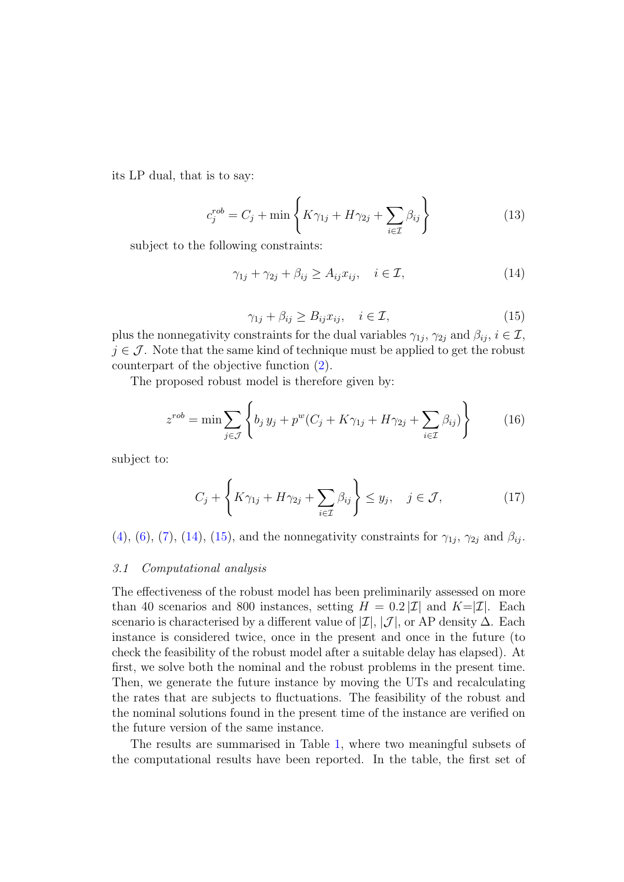its LP dual, that is to say:

$$c_j^{rob} = C_j + \min \left\{ K\gamma_{1j} + H\gamma_{2j} + \sum_{i\in\mathcal{I}} \beta_{ij} \right\} \tag{13}$$

subject to the following constraints:

$$\gamma_{1j} + \gamma_{2j} + \beta_{ij} \geq A_{ij}x_{ij}, \quad i \in \mathcal{I}, \tag{14}$$

$$\gamma_{1j} + \beta_{ij} \geq B_{ij}x_{ij}, \quad i \in \mathcal{I}, \tag{15}$$

plus the nonnegativity constraints for the dual variables $\gamma_{1j}$, $\gamma_{2j}$ and $\beta_{ij}$, $i \in \mathcal{I}$, $j \in \mathcal{J}$. Note that the same kind of technique must be applied to get the robust counterpart of the objective function (2).

The proposed robust model is therefore given by:

$$z^{rob} = \min \sum_{j\in\mathcal{J}} \left\{ b_j\, y_j + p^w (C_j + K\gamma_{1j} + H\gamma_{2j} + \sum_{i\in\mathcal{I}} \beta_{ij}) \right\} \tag{16}$$

subject to:

$$C_j + \left\{ K\gamma_{1j} + H\gamma_{2j} + \sum_{i\in\mathcal{I}} \beta_{ij} \right\} \leq y_j, \quad j \in \mathcal{J}, \tag{17}$$

(4), (6), (7), (14), (15), and the nonnegativity constraints for $\gamma_{1j}$, $\gamma_{2j}$ and $\beta_{ij}$.

### *3.1 Computational analysis*

The effectiveness of the robust model has been preliminarily assessed on more than 40 scenarios and 800 instances, setting $H = 0.2\,|\mathcal{I}|$ and $K{=}|\mathcal{I}|$. Each scenario is characterised by a different value of $|\mathcal{I}|$, $|\mathcal{J}|$, or AP density $\Delta$. Each instance is considered twice, once in the present and once in the future (to check the feasibility of the robust model after a suitable delay has elapsed). At first, we solve both the nominal and the robust problems in the present time. Then, we generate the future instance by moving the UTs and recalculating the rates that are subjects to fluctuations. The feasibility of the robust and the nominal solutions found in the present time of the instance are verified on the future version of the same instance.

The results are summarised in Table 1, where two meaningful subsets of the computational results have been reported. In the table, the first set of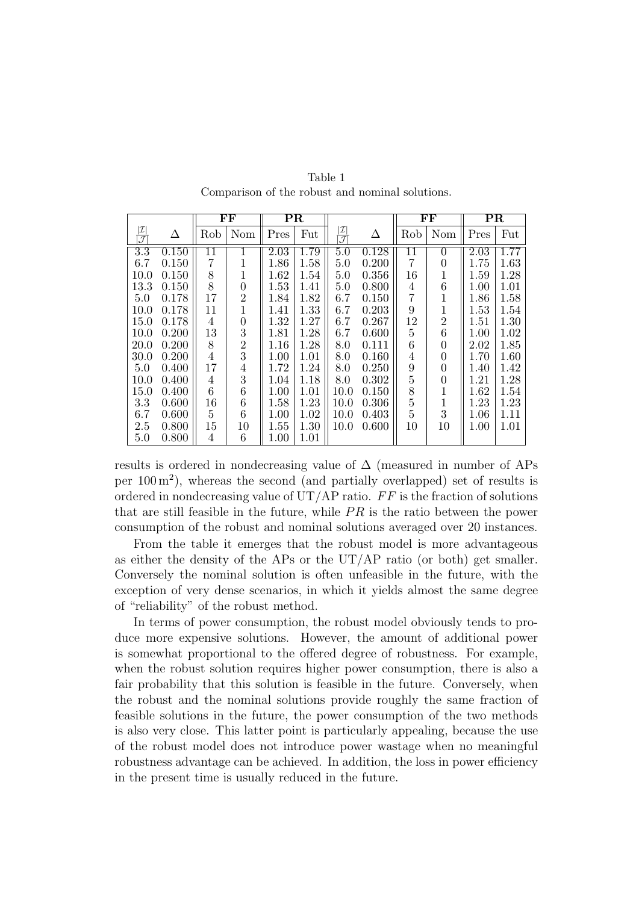Table 1
Comparison of the robust and nominal solutions.

| | | FF | | PR | | | | FF | | PR | |
|---|---|---|---|---|---|---|---|---|---|---|---|
| $\frac{\lvert\mathcal{I}\rvert}{\lvert\mathcal{J}\rvert}$ | $\Delta$ | Rob | Nom | Pres | Fut | $\frac{\lvert\mathcal{I}\rvert}{\lvert\mathcal{J}\rvert}$ | $\Delta$ | Rob | Nom | Pres | Fut |
| 3.3 | 0.150 | 11 | 1 | 2.03 | 1.79 | 5.0 | 0.128 | 11 | 0 | 2.03 | 1.77 |
| 6.7 | 0.150 | 7 | 1 | 1.86 | 1.58 | 5.0 | 0.200 | 7 | 0 | 1.75 | 1.63 |
| 10.0 | 0.150 | 8 | 1 | 1.62 | 1.54 | 5.0 | 0.356 | 16 | 1 | 1.59 | 1.28 |
| 13.3 | 0.150 | 8 | 0 | 1.53 | 1.41 | 5.0 | 0.800 | 4 | 6 | 1.00 | 1.01 |
| 5.0 | 0.178 | 17 | 2 | 1.84 | 1.82 | 6.7 | 0.150 | 7 | 1 | 1.86 | 1.58 |
| 10.0 | 0.178 | 11 | 1 | 1.41 | 1.33 | 6.7 | 0.203 | 9 | 1 | 1.53 | 1.54 |
| 15.0 | 0.178 | 4 | 0 | 1.32 | 1.27 | 6.7 | 0.267 | 12 | 2 | 1.51 | 1.30 |
| 10.0 | 0.200 | 13 | 3 | 1.81 | 1.28 | 6.7 | 0.600 | 5 | 6 | 1.00 | 1.02 |
| 20.0 | 0.200 | 8 | 2 | 1.16 | 1.28 | 8.0 | 0.111 | 6 | 0 | 2.02 | 1.85 |
| 30.0 | 0.200 | 4 | 3 | 1.00 | 1.01 | 8.0 | 0.160 | 4 | 0 | 1.70 | 1.60 |
| 5.0 | 0.400 | 17 | 4 | 1.72 | 1.24 | 8.0 | 0.250 | 9 | 0 | 1.40 | 1.42 |
| 10.0 | 0.400 | 4 | 3 | 1.04 | 1.18 | 8.0 | 0.302 | 5 | 0 | 1.21 | 1.28 |
| 15.0 | 0.400 | 6 | 6 | 1.00 | 1.01 | 10.0 | 0.150 | 8 | 1 | 1.62 | 1.54 |
| 3.3 | 0.600 | 16 | 6 | 1.58 | 1.23 | 10.0 | 0.306 | 5 | 1 | 1.23 | 1.23 |
| 6.7 | 0.600 | 5 | 6 | 1.00 | 1.02 | 10.0 | 0.403 | 5 | 3 | 1.06 | 1.11 |
| 2.5 | 0.800 | 15 | 10 | 1.55 | 1.30 | 10.0 | 0.600 | 10 | 10 | 1.00 | 1.01 |
| 5.0 | 0.800 | 4 | 6 | 1.00 | 1.01 | | | | | | |

results is ordered in nondecreasing value of $\Delta$ (measured in number of APs per $100\,\text{m}^2$), whereas the second (and partially overlapped) set of results is ordered in nondecreasing value of UT/AP ratio. $FF$ is the fraction of solutions that are still feasible in the future, while $PR$ is the ratio between the power consumption of the robust and nominal solutions averaged over 20 instances.

From the table it emerges that the robust model is more advantageous as either the density of the APs or the UT/AP ratio (or both) get smaller. Conversely the nominal solution is often unfeasible in the future, with the exception of very dense scenarios, in which it yields almost the same degree of "reliability" of the robust method.

In terms of power consumption, the robust model obviously tends to produce more expensive solutions. However, the amount of additional power is somewhat proportional to the offered degree of robustness. For example, when the robust solution requires higher power consumption, there is also a fair probability that this solution is feasible in the future. Conversely, when the robust and the nominal solutions provide roughly the same fraction of feasible solutions in the future, the power consumption of the two methods is also very close. This latter point is particularly appealing, because the use of the robust model does not introduce power wastage when no meaningful robustness advantage can be achieved. In addition, the loss in power efficiency in the present time is usually reduced in the future.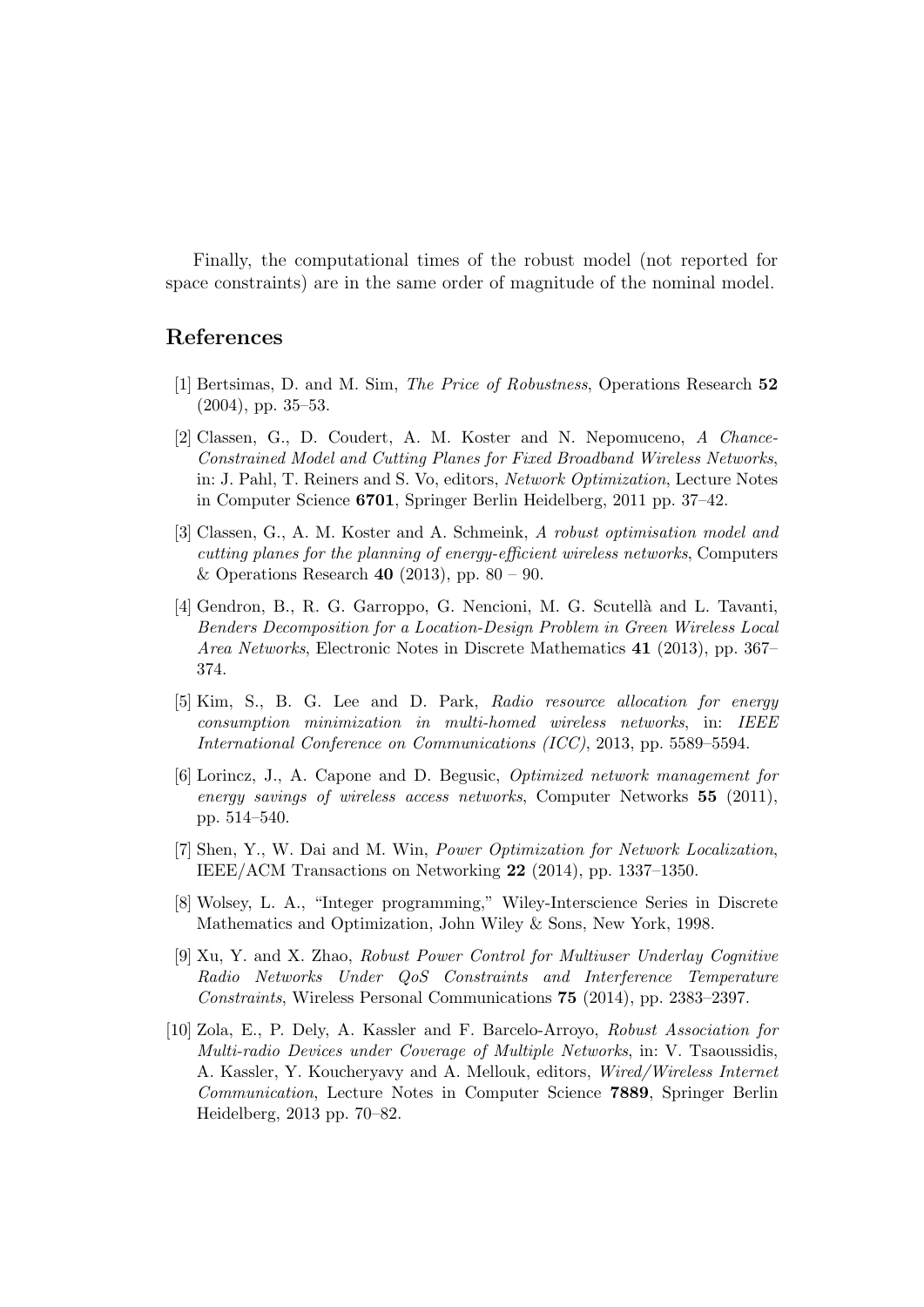Finally, the computational times of the robust model (not reported for space constraints) are in the same order of magnitude of the nominal model.

## References

[1] Bertsimas, D. and M. Sim, *The Price of Robustness*, Operations Research **52** (2004), pp. 35–53.

[2] Classen, G., D. Coudert, A. M. Koster and N. Nepomuceno, *A Chance-Constrained Model and Cutting Planes for Fixed Broadband Wireless Networks*, in: J. Pahl, T. Reiners and S. Vo, editors, *Network Optimization*, Lecture Notes in Computer Science **6701**, Springer Berlin Heidelberg, 2011 pp. 37–42.

[3] Classen, G., A. M. Koster and A. Schmeink, *A robust optimisation model and cutting planes for the planning of energy-efficient wireless networks*, Computers & Operations Research **40** (2013), pp. 80 – 90.

[4] Gendron, B., R. G. Garroppo, G. Nencioni, M. G. Scutellà and L. Tavanti, *Benders Decomposition for a Location-Design Problem in Green Wireless Local Area Networks*, Electronic Notes in Discrete Mathematics **41** (2013), pp. 367–374.

[5] Kim, S., B. G. Lee and D. Park, *Radio resource allocation for energy consumption minimization in multi-homed wireless networks*, in: *IEEE International Conference on Communications (ICC)*, 2013, pp. 5589–5594.

[6] Lorincz, J., A. Capone and D. Begusic, *Optimized network management for energy savings of wireless access networks*, Computer Networks **55** (2011), pp. 514–540.

[7] Shen, Y., W. Dai and M. Win, *Power Optimization for Network Localization*, IEEE/ACM Transactions on Networking **22** (2014), pp. 1337–1350.

[8] Wolsey, L. A., "Integer programming," Wiley-Interscience Series in Discrete Mathematics and Optimization, John Wiley & Sons, New York, 1998.

[9] Xu, Y. and X. Zhao, *Robust Power Control for Multiuser Underlay Cognitive Radio Networks Under QoS Constraints and Interference Temperature Constraints*, Wireless Personal Communications **75** (2014), pp. 2383–2397.

[10] Zola, E., P. Dely, A. Kassler and F. Barcelo-Arroyo, *Robust Association for Multi-radio Devices under Coverage of Multiple Networks*, in: V. Tsaoussidis, A. Kassler, Y. Koucheryavy and A. Mellouk, editors, *Wired/Wireless Internet Communication*, Lecture Notes in Computer Science **7889**, Springer Berlin Heidelberg, 2013 pp. 70–82.